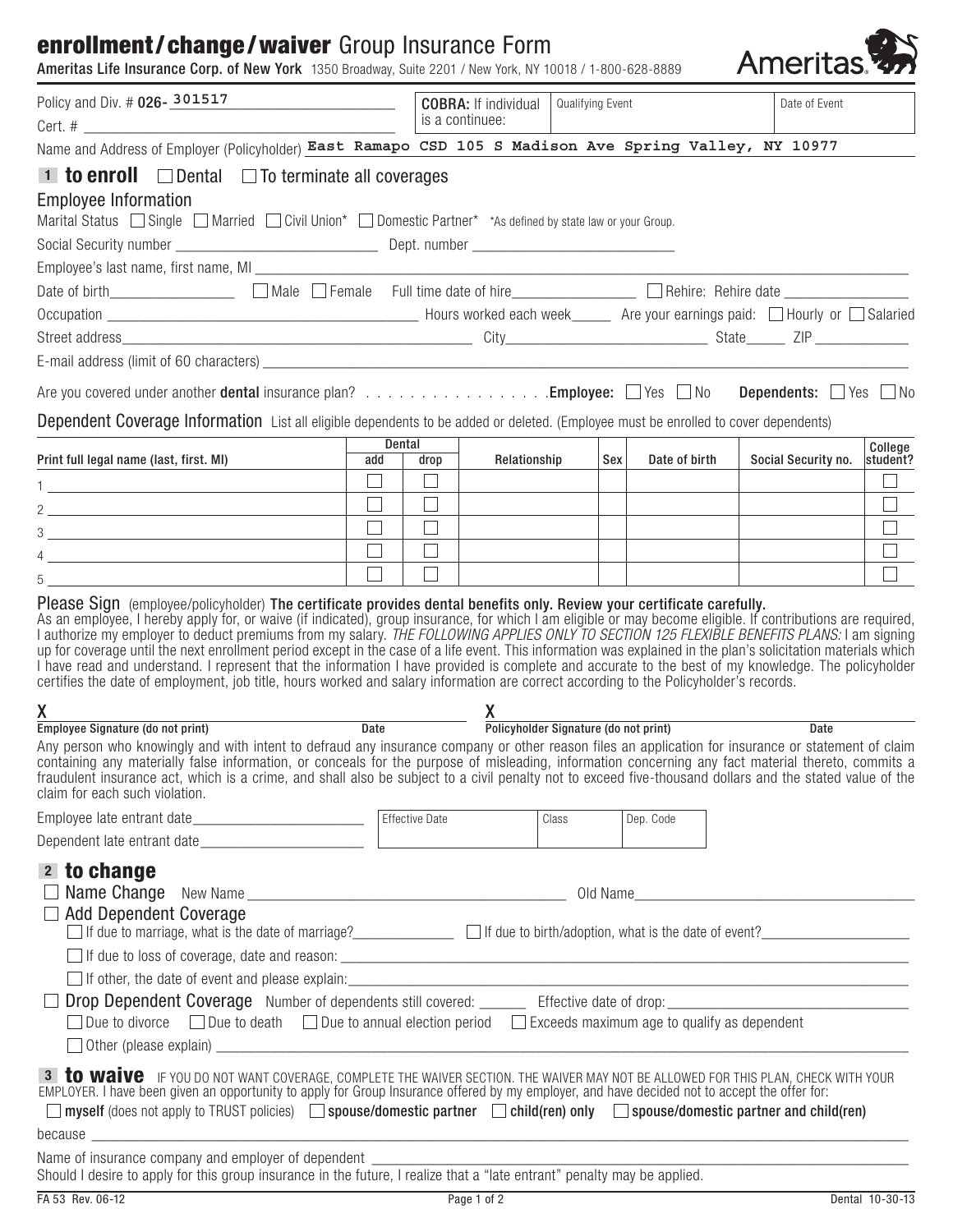# enrollment / change / waiver Group Insurance Form

**Ameritas Life Insurance Corp. of New York** 1350 Broadway, Suite 2201 / New York, NY 10018 / 1-800-628-8889

Ameritas

| Policy and Div. # 026- 301517 | **COBRA:** If individual is a continuee: | Qualifying Event | Date of Event |
|---|---|---|---|
| Cert. # | | | |

Name and Address of Employer (Policyholder) East Ramapo CSD 105 S Madison Ave Spring Valley, NY 10977

## 1 to enroll ☐ Dental ☐ To terminate all coverages

### Employee Information

Marital Status ☐ Single ☐ Married ☐ Civil Union* ☐ Domestic Partner* *As defined by state law or your Group.

Social Security number ____________ Dept. number ____________

Employee's last name, first name, MI ____________

Date of birth ____________ ☐ Male ☐ Female Full time date of hire ____________ ☐ Rehire: Rehire date ____________

Occupation ____________ Hours worked each week ______ Are your earnings paid: ☐ Hourly or ☐ Salaried

Street address ____________ City ____________ State ______ ZIP ____________

E-mail address (limit of 60 characters) ____________

Are you covered under another **dental** insurance plan? . . . . . . . . . . . . . . . . . **Employee:** ☐ Yes ☐ No **Dependents:** ☐ Yes ☐ No

### Dependent Coverage Information

List all eligible dependents to be added or deleted. (Employee must be enrolled to cover dependents)

| Print full legal name (last, first. MI) | Dental add | Dental drop | Relationship | Sex | Date of birth | Social Security no. | College student? |
|---|---|---|---|---|---|---|---|
| 1 | ☐ | ☐ | | | | | ☐ |
| 2 | ☐ | ☐ | | | | | ☐ |
| 3 | ☐ | ☐ | | | | | ☐ |
| 4 | ☐ | ☐ | | | | | ☐ |
| 5 | ☐ | ☐ | | | | | ☐ |

**Please Sign** (employee/policyholder) **The certificate provides dental benefits only. Review your certificate carefully.**

As an employee, I hereby apply for, or waive (if indicated), group insurance, for which I am eligible or may become eligible. If contributions are required, I authorize my employer to deduct premiums from my salary. *THE FOLLOWING APPLIES ONLY TO SECTION 125 FLEXIBLE BENEFITS PLANS:* I am signing up for coverage until the next enrollment period except in the case of a life event. This information was explained in the plan's solicitation materials which I have read and understand. I represent that the information I have provided is complete and accurate to the best of my knowledge. The policyholder certifies the date of employment, job title, hours worked and salary information are correct according to the Policyholder's records.

X ____________ ____________
**Employee Signature (do not print)** **Date**

X ____________ ____________
**Policyholder Signature (do not print)** **Date**

Any person who knowingly and with intent to defraud any insurance company or other reason files an application for insurance or statement of claim containing any materially false information, or conceals for the purpose of misleading, information concerning any fact material thereto, commits a fraudulent insurance act, which is a crime, and shall also be subject to a civil penalty not to exceed five-thousand dollars and the stated value of the claim for each such violation.

Employee late entrant date ____________

Dependent late entrant date ____________

| Effective Date | Class | Dep. Code |
|---|---|---|
| | | |

## 2 to change

☐ **Name Change** New Name ____________ Old Name ____________

☐ **Add Dependent Coverage**

☐ If due to marriage, what is the date of marriage? ____________ ☐ If due to birth/adoption, what is the date of event? ____________

☐ If due to loss of coverage, date and reason: ____________

☐ If other, the date of event and please explain: ____________

☐ **Drop Dependent Coverage** Number of dependents still covered: ______ Effective date of drop: ____________

☐ Due to divorce ☐ Due to death ☐ Due to annual election period ☐ Exceeds maximum age to qualify as dependent

☐ Other (please explain) ____________

## 3 to waive

IF YOU DO NOT WANT COVERAGE, COMPLETE THE WAIVER SECTION. THE WAIVER MAY NOT BE ALLOWED FOR THIS PLAN, CHECK WITH YOUR EMPLOYER. I have been given an opportunity to apply for Group Insurance offered by my employer, and have decided not to accept the offer for:

☐ **myself** (does not apply to TRUST policies) ☐ **spouse/domestic partner** ☐ **child(ren) only** ☐ **spouse/domestic partner and child(ren)**

because ____________

Name of insurance company and employer of dependent ____________

Should I desire to apply for this group insurance in the future, I realize that a "late entrant" penalty may be applied.

FA 53 Rev. 06-12 Dental 10-30-13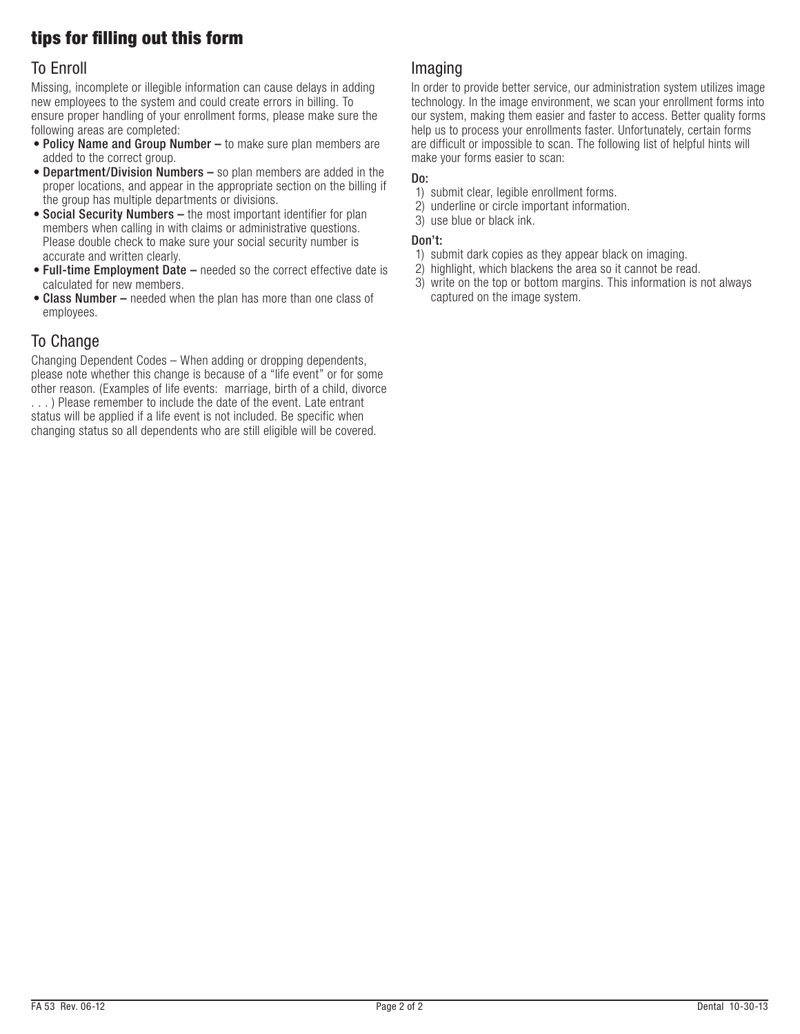# tips for filling out this form

## To Enroll

Missing, incomplete or illegible information can cause delays in adding new employees to the system and could create errors in billing. To ensure proper handling of your enrollment forms, please make sure the following areas are completed:

- **Policy Name and Group Number –** to make sure plan members are added to the correct group.
- **Department/Division Numbers –** so plan members are added in the proper locations, and appear in the appropriate section on the billing if the group has multiple departments or divisions.
- **Social Security Numbers –** the most important identifier for plan members when calling in with claims or administrative questions. Please double check to make sure your social security number is accurate and written clearly.
- **Full-time Employment Date –** needed so the correct effective date is calculated for new members.
- **Class Number –** needed when the plan has more than one class of employees.

## To Change

Changing Dependent Codes – When adding or dropping dependents, please note whether this change is because of a "life event" or for some other reason. (Examples of life events: marriage, birth of a child, divorce . . . ) Please remember to include the date of the event. Late entrant status will be applied if a life event is not included. Be specific when changing status so all dependents who are still eligible will be covered.

## Imaging

In order to provide better service, our administration system utilizes image technology. In the image environment, we scan your enrollment forms into our system, making them easier and faster to access. Better quality forms help us to process your enrollments faster. Unfortunately, certain forms are difficult or impossible to scan. The following list of helpful hints will make your forms easier to scan:

**Do:**

1) submit clear, legible enrollment forms.
2) underline or circle important information.
3) use blue or black ink.

**Don't:**

1) submit dark copies as they appear black on imaging.
2) highlight, which blackens the area so it cannot be read.
3) write on the top or bottom margins. This information is not always captured on the image system.

FA 53 Rev. 06-12 Dental 10-30-13